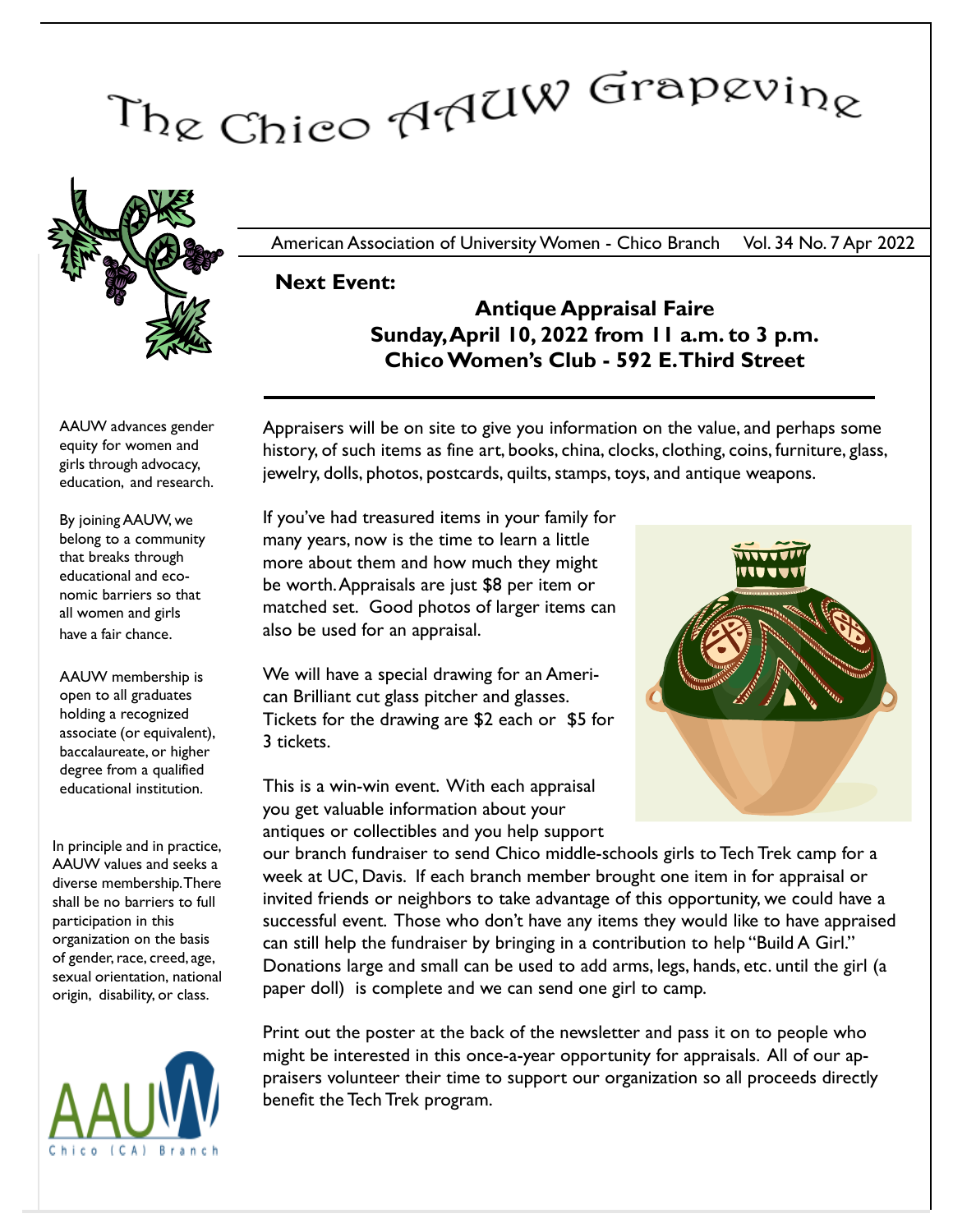# The Chico AAUW Grapevine

American Association of University Women - Chico Branch Vol. 34 No. 7 Apr 2022

**Next Event:**

## Antique Appraisal Faire
## Sunday, April 10, 2022 from 11 a.m. to 3 p.m.
## Chico Women's Club - 592 E. Third Street

Appraisers will be on site to give you information on the value, and perhaps some history, of such items as fine art, books, china, clocks, clothing, coins, furniture, glass, jewelry, dolls, photos, postcards, quilts, stamps, toys, and antique weapons.

If you've had treasured items in your family for many years, now is the time to learn a little more about them and how much they might be worth. Appraisals are just $8 per item or matched set. Good photos of larger items can also be used for an appraisal.

We will have a special drawing for an American Brilliant cut glass pitcher and glasses. Tickets for the drawing are $2 each or $5 for 3 tickets.

This is a win-win event. With each appraisal you get valuable information about your antiques or collectibles and you help support our branch fundraiser to send Chico middle-schools girls to Tech Trek camp for a week at UC, Davis. If each branch member brought one item in for appraisal or invited friends or neighbors to take advantage of this opportunity, we could have a successful event. Those who don't have any items they would like to have appraised can still help the fundraiser by bringing in a contribution to help "Build A Girl." Donations large and small can be used to add arms, legs, hands, etc. until the girl (a paper doll) is complete and we can send one girl to camp.

Print out the poster at the back of the newsletter and pass it on to people who might be interested in this once-a-year opportunity for appraisals. All of our appraisers volunteer their time to support our organization so all proceeds directly benefit the Tech Trek program.

AAUW advances gender equity for women and girls through advocacy, education, and research.

By joining AAUW, we belong to a community that breaks through educational and economic barriers so that all women and girls have a fair chance.

AAUW membership is open to all graduates holding a recognized associate (or equivalent), baccalaureate, or higher degree from a qualified educational institution.

In principle and in practice, AAUW values and seeks a diverse membership. There shall be no barriers to full participation in this organization on the basis of gender, race, creed, age, sexual orientation, national origin, disability, or class.

AAUW Chico (CA) Branch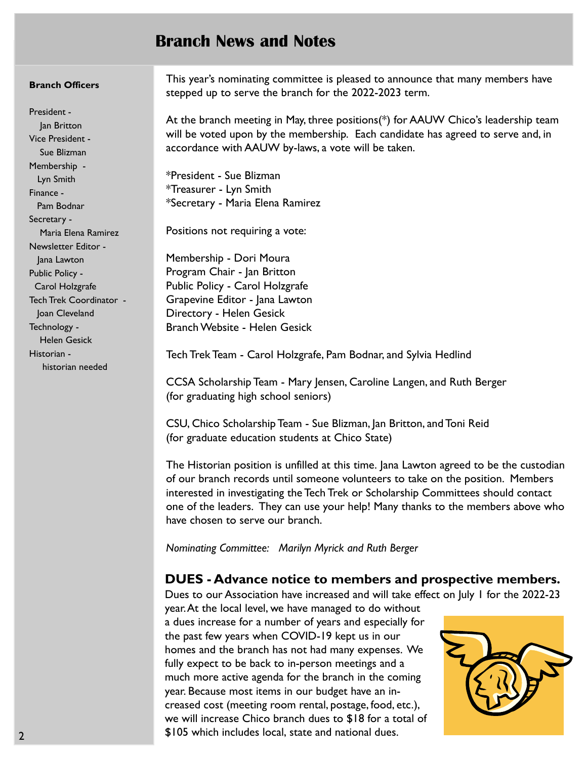# Branch News and Notes

**Branch Officers**

President -
Jan Britton
Vice President -
Sue Blizman
Membership -
Lyn Smith
Finance -
Pam Bodnar
Secretary -
Maria Elena Ramirez
Newsletter Editor -
Jana Lawton
Public Policy -
Carol Holzgrafe
Tech Trek Coordinator -
Joan Cleveland
Technology -
Helen Gesick
Historian -
historian needed

This year's nominating committee is pleased to announce that many members have stepped up to serve the branch for the 2022-2023 term.

At the branch meeting in May, three positions(*) for AAUW Chico's leadership team will be voted upon by the membership. Each candidate has agreed to serve and, in accordance with AAUW by-laws, a vote will be taken.

*President - Sue Blizman
*Treasurer - Lyn Smith
*Secretary - Maria Elena Ramirez

Positions not requiring a vote:

Membership - Dori Moura
Program Chair - Jan Britton
Public Policy - Carol Holzgrafe
Grapevine Editor - Jana Lawton
Directory - Helen Gesick
Branch Website - Helen Gesick

Tech Trek Team - Carol Holzgrafe, Pam Bodnar, and Sylvia Hedlind

CCSA Scholarship Team - Mary Jensen, Caroline Langen, and Ruth Berger (for graduating high school seniors)

CSU, Chico Scholarship Team - Sue Blizman, Jan Britton, and Toni Reid (for graduate education students at Chico State)

The Historian position is unfilled at this time. Jana Lawton agreed to be the custodian of our branch records until someone volunteers to take on the position. Members interested in investigating the Tech Trek or Scholarship Committees should contact one of the leaders. They can use your help! Many thanks to the members above who have chosen to serve our branch.

*Nominating Committee: Marilyn Myrick and Ruth Berger*

## DUES - Advance notice to members and prospective members.

Dues to our Association have increased and will take effect on July 1 for the 2022-23 year. At the local level, we have managed to do without a dues increase for a number of years and especially for the past few years when COVID-19 kept us in our homes and the branch has not had many expenses. We fully expect to be back to in-person meetings and a much more active agenda for the branch in the coming year. Because most items in our budget have an increased cost (meeting room rental, postage, food, etc.), we will increase Chico branch dues to $18 for a total of $105 which includes local, state and national dues.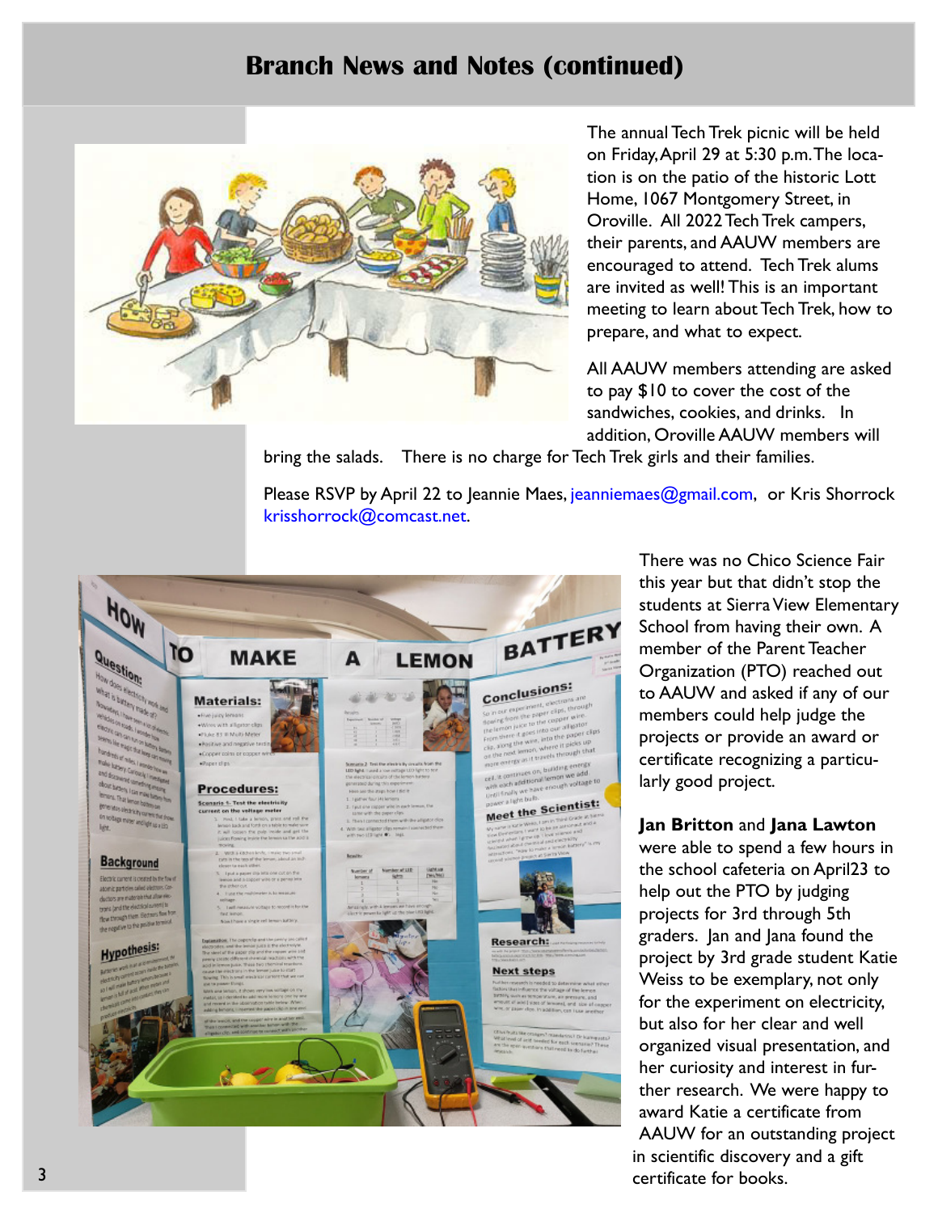## Branch News and Notes (continued)

The annual Tech Trek picnic will be held on Friday, April 29 at 5:30 p.m. The location is on the patio of the historic Lott Home, 1067 Montgomery Street, in Oroville. All 2022 Tech Trek campers, their parents, and AAUW members are encouraged to attend. Tech Trek alums are invited as well! This is an important meeting to learn about Tech Trek, how to prepare, and what to expect.

All AAUW members attending are asked to pay $10 to cover the cost of the sandwiches, cookies, and drinks. In addition, Oroville AAUW members will bring the salads. There is no charge for Tech Trek girls and their families.

Please RSVP by April 22 to Jeannie Maes, jeanniemaes@gmail.com, or Kris Shorrock krisshorrock@comcast.net.

There was no Chico Science Fair this year but that didn't stop the students at Sierra View Elementary School from having their own. A member of the Parent Teacher Organization (PTO) reached out to AAUW and asked if any of our members could help judge the projects or provide an award or certificate recognizing a particularly good project.

**Jan Britton** and **Jana Lawton** were able to spend a few hours in the school cafeteria on April23 to help out the PTO by judging projects for 3rd through 5th graders. Jan and Jana found the project by 3rd grade student Katie Weiss to be exemplary, not only for the experiment on electricity, but also for her clear and well organized visual presentation, and her curiosity and interest in further research. We were happy to award Katie a certificate from AAUW for an outstanding project in scientific discovery and a gift certificate for books.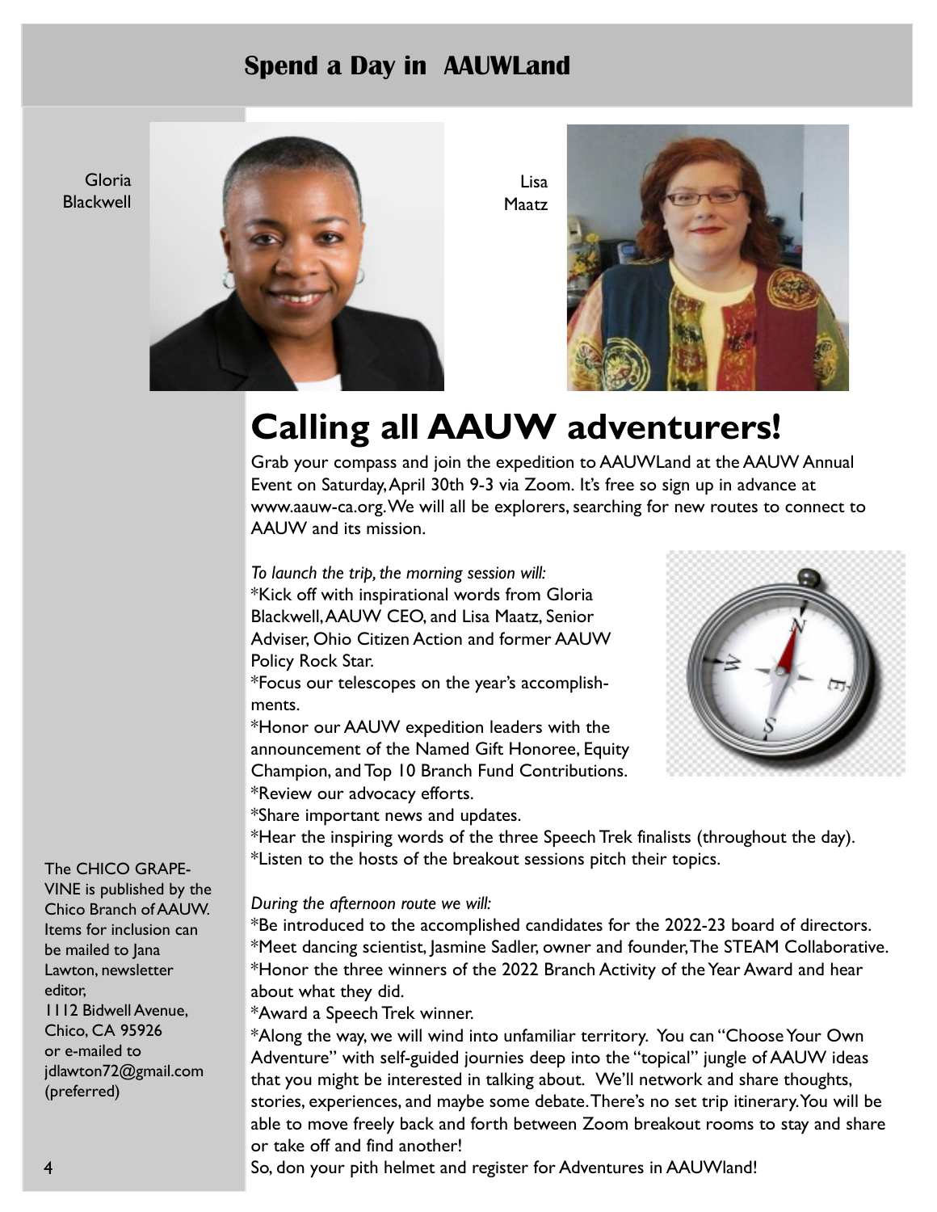## Spend a Day in AAUWLand

Gloria Blackwell

Lisa Maatz

# Calling all AAUW adventurers!

Grab your compass and join the expedition to AAUWLand at the AAUW Annual Event on Saturday, April 30th 9-3 via Zoom. It's free so sign up in advance at www.aauw-ca.org. We will all be explorers, searching for new routes to connect to AAUW and its mission.

*To launch the trip, the morning session will:*

*Kick off with inspirational words from Gloria Blackwell, AAUW CEO, and Lisa Maatz, Senior Adviser, Ohio Citizen Action and former AAUW Policy Rock Star.
*Focus our telescopes on the year's accomplishments.
*Honor our AAUW expedition leaders with the announcement of the Named Gift Honoree, Equity Champion, and Top 10 Branch Fund Contributions.
*Review our advocacy efforts.
*Share important news and updates.
*Hear the inspiring words of the three Speech Trek finalists (throughout the day).
*Listen to the hosts of the breakout sessions pitch their topics.

*During the afternoon route we will:*

*Be introduced to the accomplished candidates for the 2022-23 board of directors.
*Meet dancing scientist, Jasmine Sadler, owner and founder, The STEAM Collaborative.
*Honor the three winners of the 2022 Branch Activity of the Year Award and hear about what they did.
*Award a Speech Trek winner.
*Along the way, we will wind into unfamiliar territory. You can "Choose Your Own Adventure" with self-guided journeys deep into the "topical" jungle of AAUW ideas that you might be interested in talking about. We'll network and share thoughts, stories, experiences, and maybe some debate. There's no set trip itinerary. You will be able to move freely back and forth between Zoom breakout rooms to stay and share or take off and find another!

So, don your pith helmet and register for Adventures in AAUWland!

The CHICO GRAPEVINE is published by the Chico Branch of AAUW. Items for inclusion can be mailed to Jana Lawton, newsletter editor,
1112 Bidwell Avenue,
Chico, CA 95926
or e-mailed to jdlawton72@gmail.com (preferred)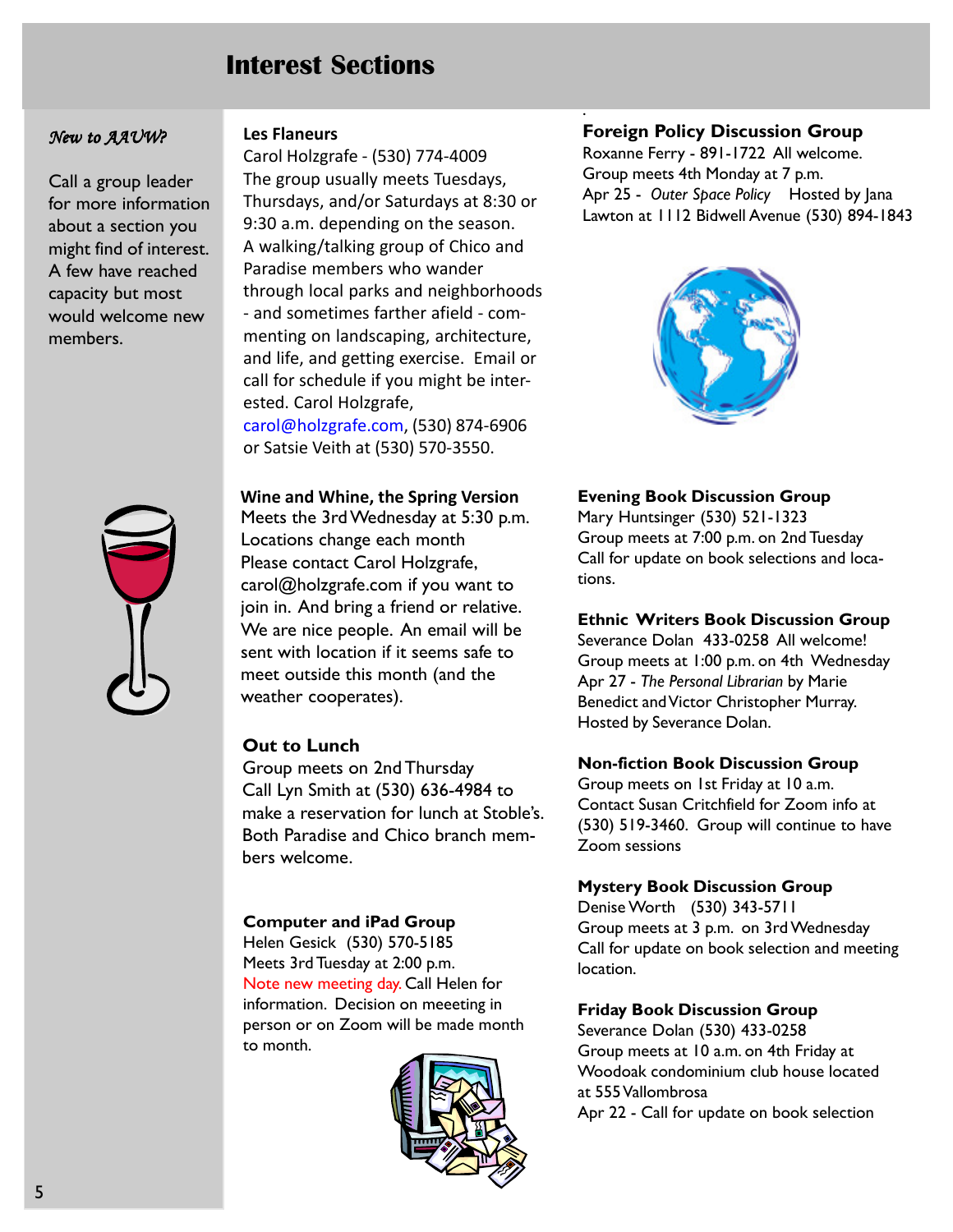# Interest Sections

*New to AAUW?*

Call a group leader for more information about a section you might find of interest. A few have reached capacity but most would welcome new members.

**Les Flaneurs**
Carol Holzgrafe - (530) 774-4009
The group usually meets Tuesdays, Thursdays, and/or Saturdays at 8:30 or 9:30 a.m. depending on the season. A walking/talking group of Chico and Paradise members who wander through local parks and neighborhoods - and sometimes farther afield - commenting on landscaping, architecture, and life, and getting exercise. Email or call for schedule if you might be interested. Carol Holzgrafe, carol@holzgrafe.com, (530) 874-6906 or Satsie Veith at (530) 570-3550.

**Wine and Whine, the Spring Version**
Meets the 3rd Wednesday at 5:30 p.m.
Locations change each month
Please contact Carol Holzgrafe, carol@holzgrafe.com if you want to join in. And bring a friend or relative. We are nice people. An email will be sent with location if it seems safe to meet outside this month (and the weather cooperates).

**Out to Lunch**
Group meets on 2nd Thursday
Call Lyn Smith at (530) 636-4984 to make a reservation for lunch at Stoble's. Both Paradise and Chico branch members welcome.

**Computer and iPad Group**
Helen Gesick (530) 570-5185
Meets 3rd Tuesday at 2:00 p.m.
Note new meeting day. Call Helen for information. Decision on meeeting in person or on Zoom will be made month to month.

**Foreign Policy Discussion Group**
Roxanne Ferry - 891-1722 All welcome.
Group meets 4th Monday at 7 p.m.
Apr 25 - *Outer Space Policy* Hosted by Jana Lawton at 1112 Bidwell Avenue (530) 894-1843

**Evening Book Discussion Group**
Mary Huntsinger (530) 521-1323
Group meets at 7:00 p.m. on 2nd Tuesday
Call for update on book selections and locations.

**Ethnic Writers Book Discussion Group**
Severance Dolan 433-0258 All welcome!
Group meets at 1:00 p.m. on 4th Wednesday
Apr 27 - *The Personal Librarian* by Marie Benedict and Victor Christopher Murray.
Hosted by Severance Dolan.

**Non-fiction Book Discussion Group**
Group meets on 1st Friday at 10 a.m.
Contact Susan Critchfield for Zoom info at (530) 519-3460. Group will continue to have Zoom sessions

**Mystery Book Discussion Group**
Denise Worth (530) 343-5711
Group meets at 3 p.m. on 3rd Wednesday
Call for update on book selection and meeting location.

**Friday Book Discussion Group**
Severance Dolan (530) 433-0258
Group meets at 10 a.m. on 4th Friday at Woodoak condominium club house located at 555 Vallombrosa
Apr 22 - Call for update on book selection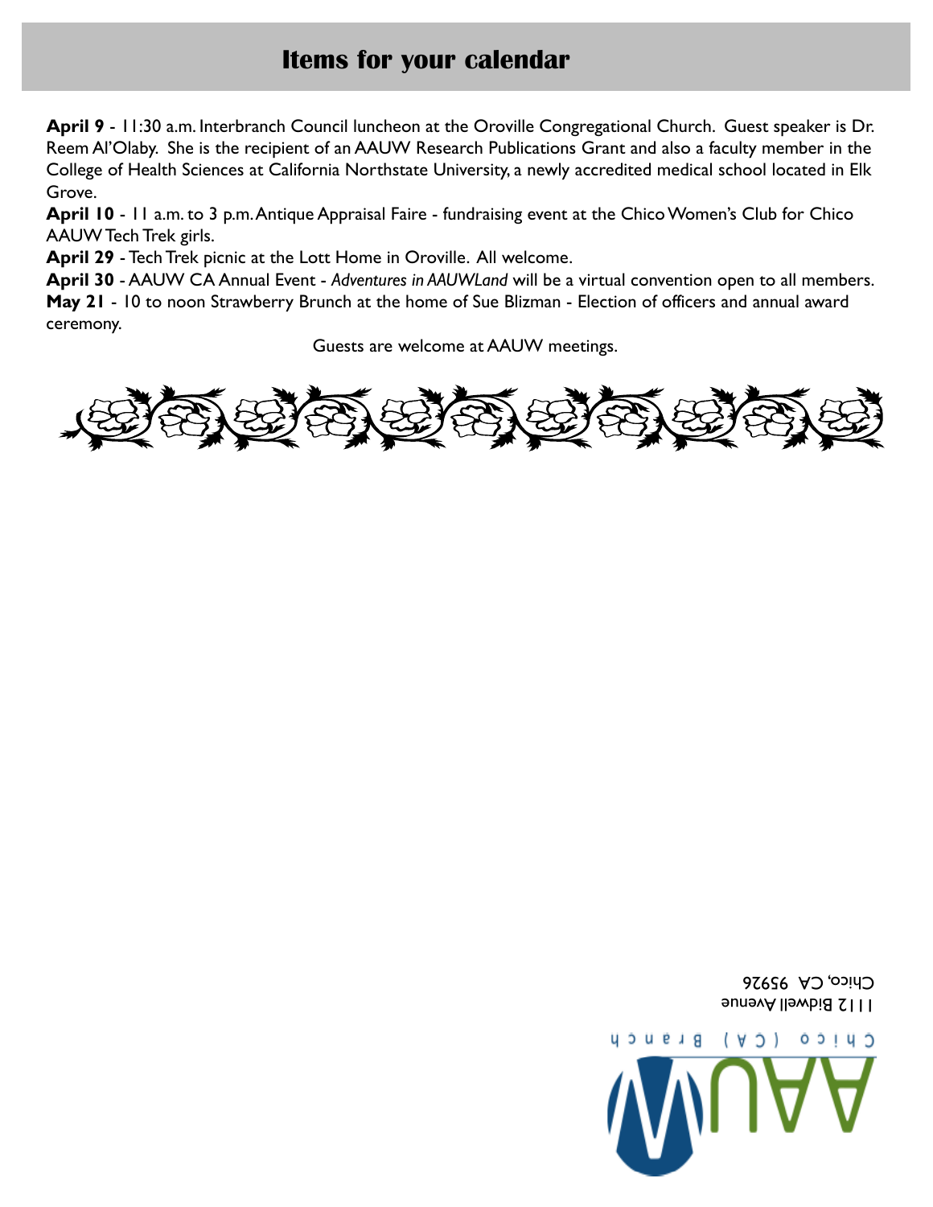# Items for your calendar

**April 9** - 11:30 a.m. Interbranch Council luncheon at the Oroville Congregational Church. Guest speaker is Dr. Reem Al'Olaby. She is the recipient of an AAUW Research Publications Grant and also a faculty member in the College of Health Sciences at California Northstate University, a newly accredited medical school located in Elk Grove.

**April 10** - 11 a.m. to 3 p.m. Antique Appraisal Faire - fundraising event at the Chico Women's Club for Chico AAUW Tech Trek girls.

**April 29** - Tech Trek picnic at the Lott Home in Oroville. All welcome.

**April 30** - AAUW CA Annual Event - *Adventures in AAUWLand* will be a virtual convention open to all members.

**May 21** - 10 to noon Strawberry Brunch at the home of Sue Blizman - Election of officers and annual award ceremony.

Guests are welcome at AAUW meetings.

AAUW
Chico (CA) Branch
1112 Bidwell Avenue
Chico, CA 95926